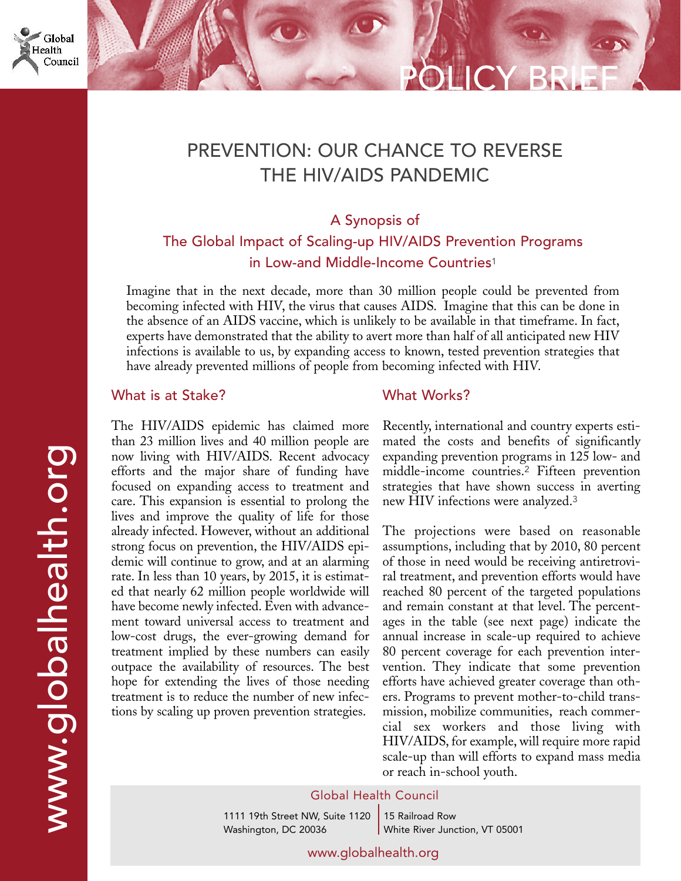# POLICY BRIEF

## PREVENTION: OUR CHANCE TO REVERSE THE HIV/AIDS PANDEMIC

### A Synopsis of The Global Impact of Scaling-up HIV/AIDS Prevention Programs in Low-and Middle-Income Countries[1]

Imagine that in the next decade, more than 30 million people could be prevented from becoming infected with HIV, the virus that causes AIDS. Imagine that this can be done in the absence of an AIDS vaccine, which is unlikely to be available in that timeframe. In fact, experts have demonstrated that the ability to avert more than half of all anticipated new HIV infections is available to us, by expanding access to known, tested prevention strategies that have already prevented millions of people from becoming infected with HIV.

### What is at Stake?

The HIV/AIDS epidemic has claimed more than 23 million lives and 40 million people are now living with HIV/AIDS. Recent advocacy efforts and the major share of funding have focused on expanding access to treatment and care. This expansion is essential to prolong the lives and improve the quality of life for those already infected. However, without an additional strong focus on prevention, the HIV/AIDS epidemic will continue to grow, and at an alarming rate. In less than 10 years, by 2015, it is estimated that nearly 62 million people worldwide will have become newly infected. Even with advancement toward universal access to treatment and low-cost drugs, the ever-growing demand for treatment implied by these numbers can easily outpace the availability of resources. The best hope for extending the lives of those needing treatment is to reduce the number of new infections by scaling up proven prevention strategies.

### What Works?

Recently, international and country experts estimated the costs and benefits of significantly expanding prevention programs in 125 low- and middle-income countries.[2] Fifteen prevention strategies that have shown success in averting new HIV infections were analyzed.[3]

The projections were based on reasonable assumptions, including that by 2010, 80 percent of those in need would be receiving antiretroviral treatment, and prevention efforts would have reached 80 percent of the targeted populations and remain constant at that level. The percentages in the table (see next page) indicate the annual increase in scale-up required to achieve 80 percent coverage for each prevention intervention. They indicate that some prevention efforts have achieved greater coverage than others. Programs to prevent mother-to-child transmission, mobilize communities, reach commercial sex workers and those living with HIV/AIDS, for example, will require more rapid scale-up than will efforts to expand mass media or reach in-school youth.

Global Health Council

1111 19th Street NW, Suite 1120
Washington, DC 20036

15 Railroad Row
White River Junction, VT 05001

www.globalhealth.org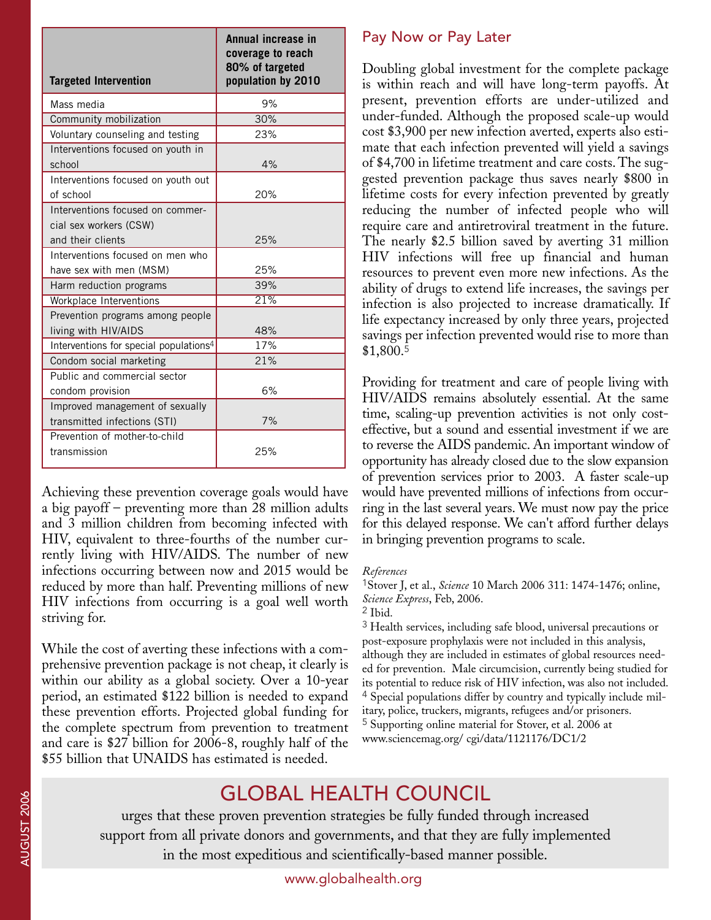| Targeted Intervention | Annual increase in coverage to reach 80% of targeted population by 2010 |
|---|---|
| Mass media | 9% |
| Community mobilization | 30% |
| Voluntary counseling and testing | 23% |
| Interventions focused on youth in school | 4% |
| Interventions focused on youth out of school | 20% |
| Interventions focused on commercial sex workers (CSW) and their clients | 25% |
| Interventions focused on men who have sex with men (MSM) | 25% |
| Harm reduction programs | 39% |
| Workplace Interventions | 21% |
| Prevention programs among people living with HIV/AIDS | 48% |
| Interventions for special populations[4] | 17% |
| Condom social marketing | 21% |
| Public and commercial sector condom provision | 6% |
| Improved management of sexually transmitted infections (STI) | 7% |
| Prevention of mother-to-child transmission | 25% |

Achieving these prevention coverage goals would have a big payoff – preventing more than 28 million adults and 3 million children from becoming infected with HIV, equivalent to three-fourths of the number currently living with HIV/AIDS. The number of new infections occurring between now and 2015 would be reduced by more than half. Preventing millions of new HIV infections from occurring is a goal well worth striving for.

While the cost of averting these infections with a comprehensive prevention package is not cheap, it clearly is within our ability as a global society. Over a 10-year period, an estimated $122 billion is needed to expand these prevention efforts. Projected global funding for the complete spectrum from prevention to treatment and care is $27 billion for 2006-8, roughly half of the $55 billion that UNAIDS has estimated is needed.

## Pay Now or Pay Later

Doubling global investment for the complete package is within reach and will have long-term payoffs. At present, prevention efforts are under-utilized and under-funded. Although the proposed scale-up would cost $3,900 per new infection averted, experts also estimate that each infection prevented will yield a savings of $4,700 in lifetime treatment and care costs. The suggested prevention package thus saves nearly $800 in lifetime costs for every infection prevented by greatly reducing the number of infected people who will require care and antiretroviral treatment in the future. The nearly $2.5 billion saved by averting 31 million HIV infections will free up financial and human resources to prevent even more new infections. As the ability of drugs to extend life increases, the savings per infection is also projected to increase dramatically. If life expectancy increased by only three years, projected savings per infection prevented would rise to more than $1,800.[5]

Providing for treatment and care of people living with HIV/AIDS remains absolutely essential. At the same time, scaling-up prevention activities is not only cost-effective, but a sound and essential investment if we are to reverse the AIDS pandemic. An important window of opportunity has already closed due to the slow expansion of prevention services prior to 2003. A faster scale-up would have prevented millions of infections from occurring in the last several years. We must now pay the price for this delayed response. We can't afford further delays in bringing prevention programs to scale.

*References*

[1] Stover J, et al., *Science* 10 March 2006 311: 1474-1476; online, *Science Express*, Feb, 2006.

[2] Ibid.

[3] Health services, including safe blood, universal precautions or post-exposure prophylaxis were not included in this analysis, although they are included in estimates of global resources needed for prevention. Male circumcision, currently being studied for its potential to reduce risk of HIV infection, was also not included.

[4] Special populations differ by country and typically include military, police, truckers, migrants, refugees and/or prisoners.

[5] Supporting online material for Stover, et al. 2006 at www.sciencemag.org/ cgi/data/1121176/DC1/2

## GLOBAL HEALTH COUNCIL

urges that these proven prevention strategies be fully funded through increased support from all private donors and governments, and that they are fully implemented in the most expeditious and scientifically-based manner possible.

www.globalhealth.org